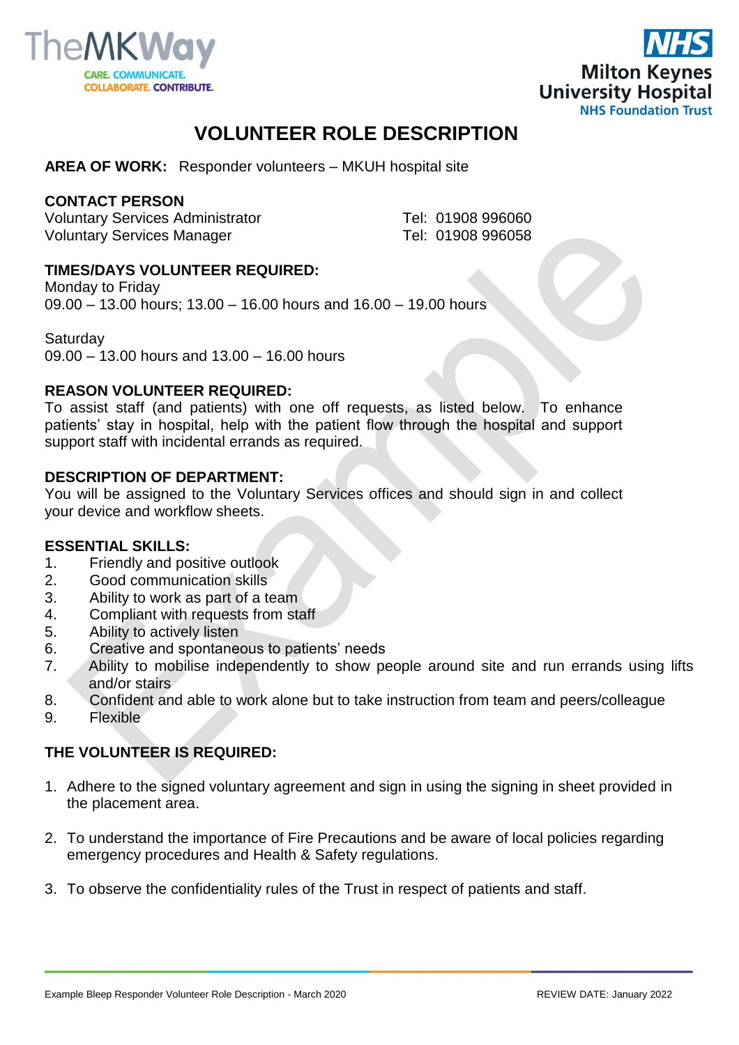TheMKWay

CARE. COMMUNICATE. COLLABORATE. CONTRIBUTE.

NHS
Milton Keynes University Hospital
NHS Foundation Trust

# VOLUNTEER ROLE DESCRIPTION

**AREA OF WORK:** Responder volunteers – MKUH hospital site

**CONTACT PERSON**

Voluntary Services Administrator Tel: 01908 996060
Voluntary Services Manager Tel: 01908 996058

**TIMES/DAYS VOLUNTEER REQUIRED:**

Monday to Friday
09.00 – 13.00 hours; 13.00 – 16.00 hours and 16.00 – 19.00 hours

Saturday
09.00 – 13.00 hours and 13.00 – 16.00 hours

**REASON VOLUNTEER REQUIRED:**

To assist staff (and patients) with one off requests, as listed below. To enhance patients' stay in hospital, help with the patient flow through the hospital and support support staff with incidental errands as required.

**DESCRIPTION OF DEPARTMENT:**

You will be assigned to the Voluntary Services offices and should sign in and collect your device and workflow sheets.

**ESSENTIAL SKILLS:**

1. Friendly and positive outlook
2. Good communication skills
3. Ability to work as part of a team
4. Compliant with requests from staff
5. Ability to actively listen
6. Creative and spontaneous to patients' needs
7. Ability to mobilise independently to show people around site and run errands using lifts and/or stairs
8. Confident and able to work alone but to take instruction from team and peers/colleague
9. Flexible

**THE VOLUNTEER IS REQUIRED:**

1. Adhere to the signed voluntary agreement and sign in using the signing in sheet provided in the placement area.
2. To understand the importance of Fire Precautions and be aware of local policies regarding emergency procedures and Health & Safety regulations.
3. To observe the confidentiality rules of the Trust in respect of patients and staff.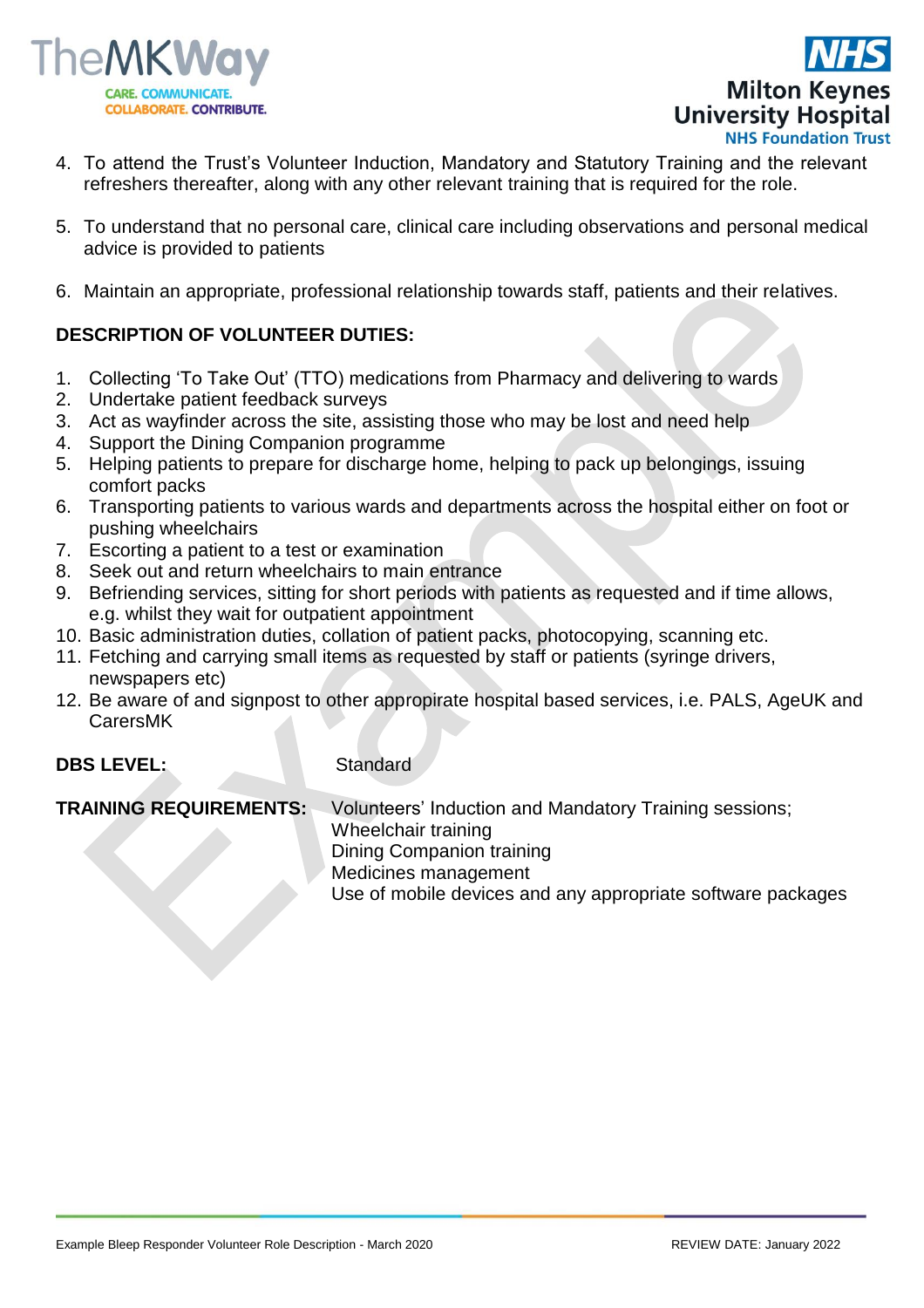4. To attend the Trust's Volunteer Induction, Mandatory and Statutory Training and the relevant refreshers thereafter, along with any other relevant training that is required for the role.

5. To understand that no personal care, clinical care including observations and personal medical advice is provided to patients

6. Maintain an appropriate, professional relationship towards staff, patients and their relatives.

**DESCRIPTION OF VOLUNTEER DUTIES:**

1. Collecting 'To Take Out' (TTO) medications from Pharmacy and delivering to wards
2. Undertake patient feedback surveys
3. Act as wayfinder across the site, assisting those who may be lost and need help
4. Support the Dining Companion programme
5. Helping patients to prepare for discharge home, helping to pack up belongings, issuing comfort packs
6. Transporting patients to various wards and departments across the hospital either on foot or pushing wheelchairs
7. Escorting a patient to a test or examination
8. Seek out and return wheelchairs to main entrance
9. Befriending services, sitting for short periods with patients as requested and if time allows, e.g. whilst they wait for outpatient appointment
10. Basic administration duties, collation of patient packs, photocopying, scanning etc.
11. Fetching and carrying small items as requested by staff or patients (syringe drivers, newspapers etc)
12. Be aware of and signpost to other appropirate hospital based services, i.e. PALS, AgeUK and CarersMK

**DBS LEVEL:** Standard

**TRAINING REQUIREMENTS:**
Volunteers' Induction and Mandatory Training sessions;
Wheelchair training
Dining Companion training
Medicines management
Use of mobile devices and any appropriate software packages